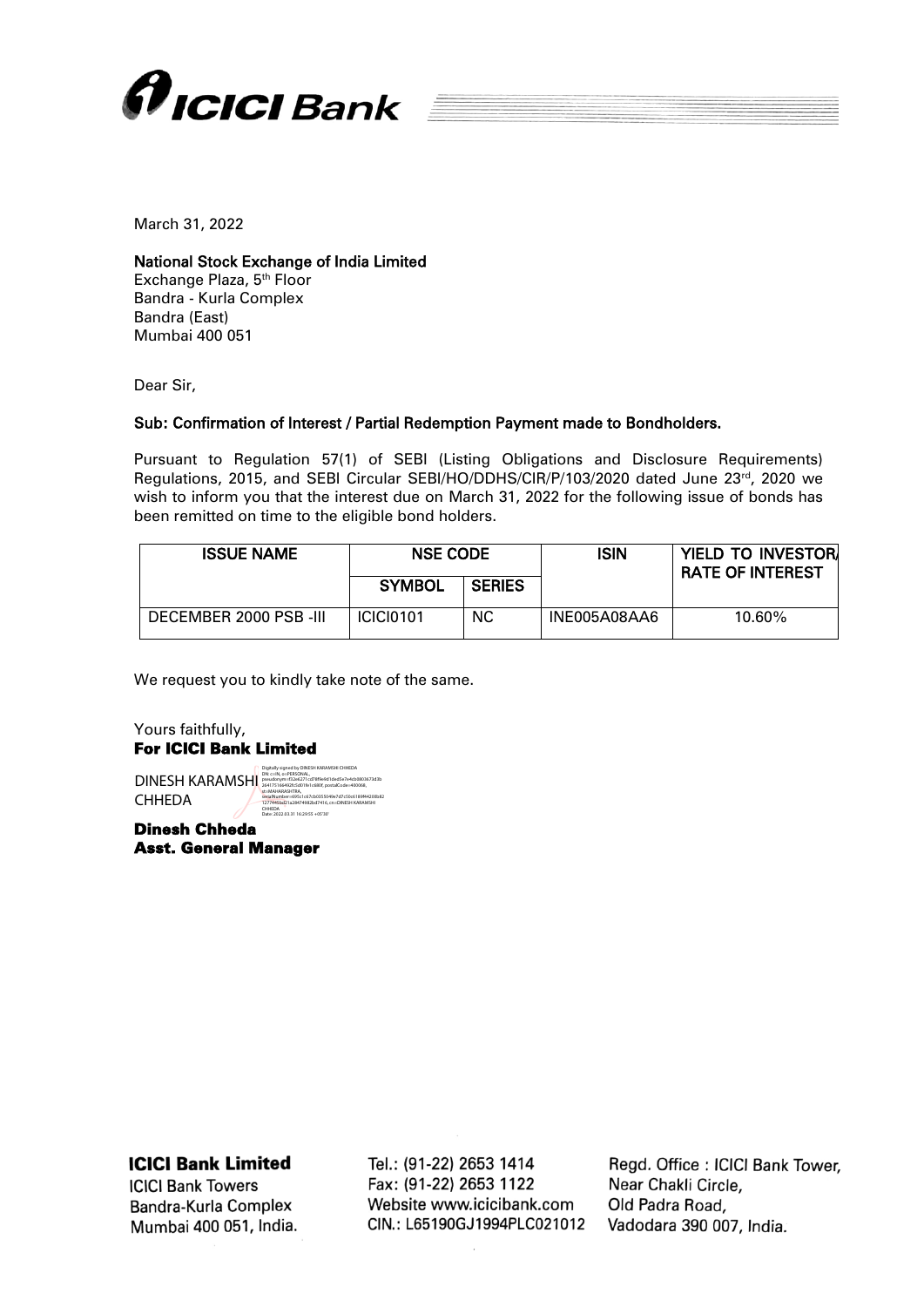March 31, 2022

**National Stock Exchange of India Limited**
Exchange Plaza, 5th Floor
Bandra - Kurla Complex
Bandra (East)
Mumbai 400 051

Dear Sir,

**Sub: Confirmation of Interest / Partial Redemption Payment made to Bondholders.**

Pursuant to Regulation 57(1) of SEBI (Listing Obligations and Disclosure Requirements) Regulations, 2015, and SEBI Circular SEBI/HO/DDHS/CIR/P/103/2020 dated June 23rd, 2020 we wish to inform you that the interest due on March 31, 2022 for the following issue of bonds has been remitted on time to the eligible bond holders.

| ISSUE NAME | NSE CODE | | ISIN | YIELD TO INVESTOR/ RATE OF INTEREST |
|---|---|---|---|---|
| | SYMBOL | SERIES | | |
| DECEMBER 2000 PSB -III | ICICI0101 | NC | INE005A08AA6 | 10.60% |

We request you to kindly take note of the same.

Yours faithfully,
**For ICICI Bank Limited**

DINESH KARAMSHI CHHEDA

Digitally signed by DINESH KARAMSHI CHHEDA
Date: 2022.03.31 16:29:55 +05'30'

**Dinesh Chheda**
**Asst. General Manager**

**ICICI Bank Limited**
ICICI Bank Towers
Bandra-Kurla Complex
Mumbai 400 051, India.

Tel.: (91-22) 2653 1414
Fax: (91-22) 2653 1122
Website www.icicibank.com
CIN.: L65190GJ1994PLC021012

Regd. Office : ICICI Bank Tower,
Near Chakli Circle,
Old Padra Road,
Vadodara 390 007, India.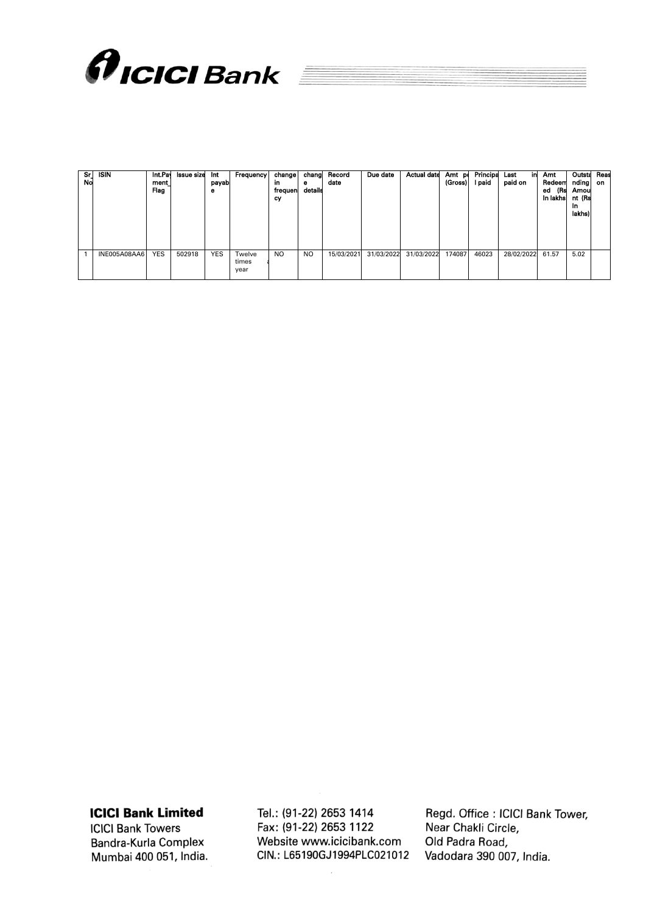| Sr. No | ISIN | Int.Payment_Flag | Issue size | Int payable | Frequency | change in frequency | change details | Record date | Due date | Actual date | Amt paid (Gross) | Principal paid | Last int paid on | Amt Redeemed (Rs In lakhs) | Outstanding Amount (Rs In lakhs) | Reason |
|---|---|---|---|---|---|---|---|---|---|---|---|---|---|---|---|---|
| 1 | INE005A08AA6 | YES | 502918 | YES | Twelve times a year | NO | NO | 15/03/2021 | 31/03/2022 | 31/03/2022 | 174087 | 46023 | 28/02/2022 | 61.57 | 5.02 | |

**ICICI Bank Limited**
ICICI Bank Towers
Bandra-Kurla Complex
Mumbai 400 051, India.

Tel.: (91-22) 2653 1414
Fax: (91-22) 2653 1122
Website www.icicibank.com
CIN.: L65190GJ1994PLC021012

Regd. Office : ICICI Bank Tower,
Near Chakli Circle,
Old Padra Road,
Vadodara 390 007, India.